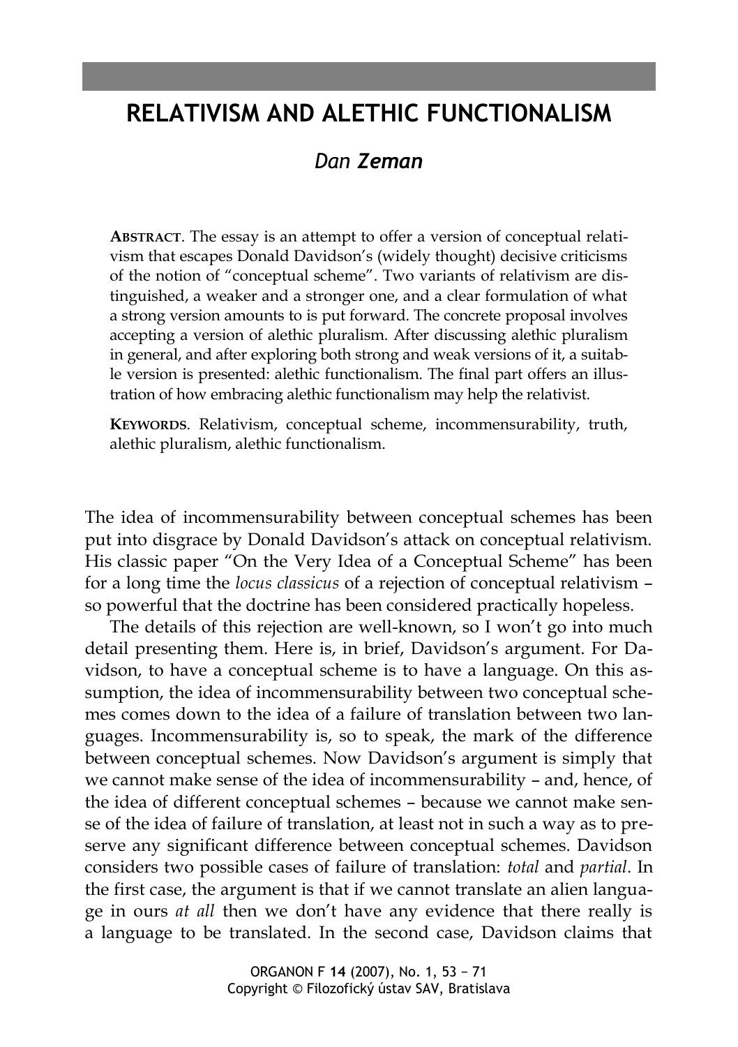# RELATIVISM AND ALETHIC FUNCTIONALISM

## Dan **Zeman**

**ABSTRACT**. The essay is an attempt to offer a version of conceptual relativism that escapes Donald Davidson's (widely thought) decisive criticisms of the notion of "conceptual scheme". Two variants of relativism are distinguished, a weaker and a stronger one, and a clear formulation of what a strong version amounts to is put forward. The concrete proposal involves accepting a version of alethic pluralism. After discussing alethic pluralism in general, and after exploring both strong and weak versions of it, a suitable version is presented: alethic functionalism. The final part offers an illustration of how embracing alethic functionalism may help the relativist.

**KEYWORDS**. Relativism, conceptual scheme, incommensurability, truth, alethic pluralism, alethic functionalism.

The idea of incommensurability between conceptual schemes has been put into disgrace by Donald Davidson's attack on conceptual relativism. His classic paper "On the Very Idea of a Conceptual Scheme" has been for a long time the *locus classicus* of a rejection of conceptual relativism – so powerful that the doctrine has been considered practically hopeless.

The details of this rejection are well-known, so I won't go into much detail presenting them. Here is, in brief, Davidson's argument. For Davidson, to have a conceptual scheme is to have a language. On this assumption, the idea of incommensurability between two conceptual schemes comes down to the idea of a failure of translation between two languages. Incommensurability is, so to speak, the mark of the difference between conceptual schemes. Now Davidson's argument is simply that we cannot make sense of the idea of incommensurability – and, hence, of the idea of different conceptual schemes – because we cannot make sense of the idea of failure of translation, at least not in such a way as to preserve any significant difference between conceptual schemes. Davidson considers two possible cases of failure of translation: *total* and *partial*. In the first case, the argument is that if we cannot translate an alien language in ours *at all* then we don't have any evidence that there really is a language to be translated. In the second case, Davidson claims that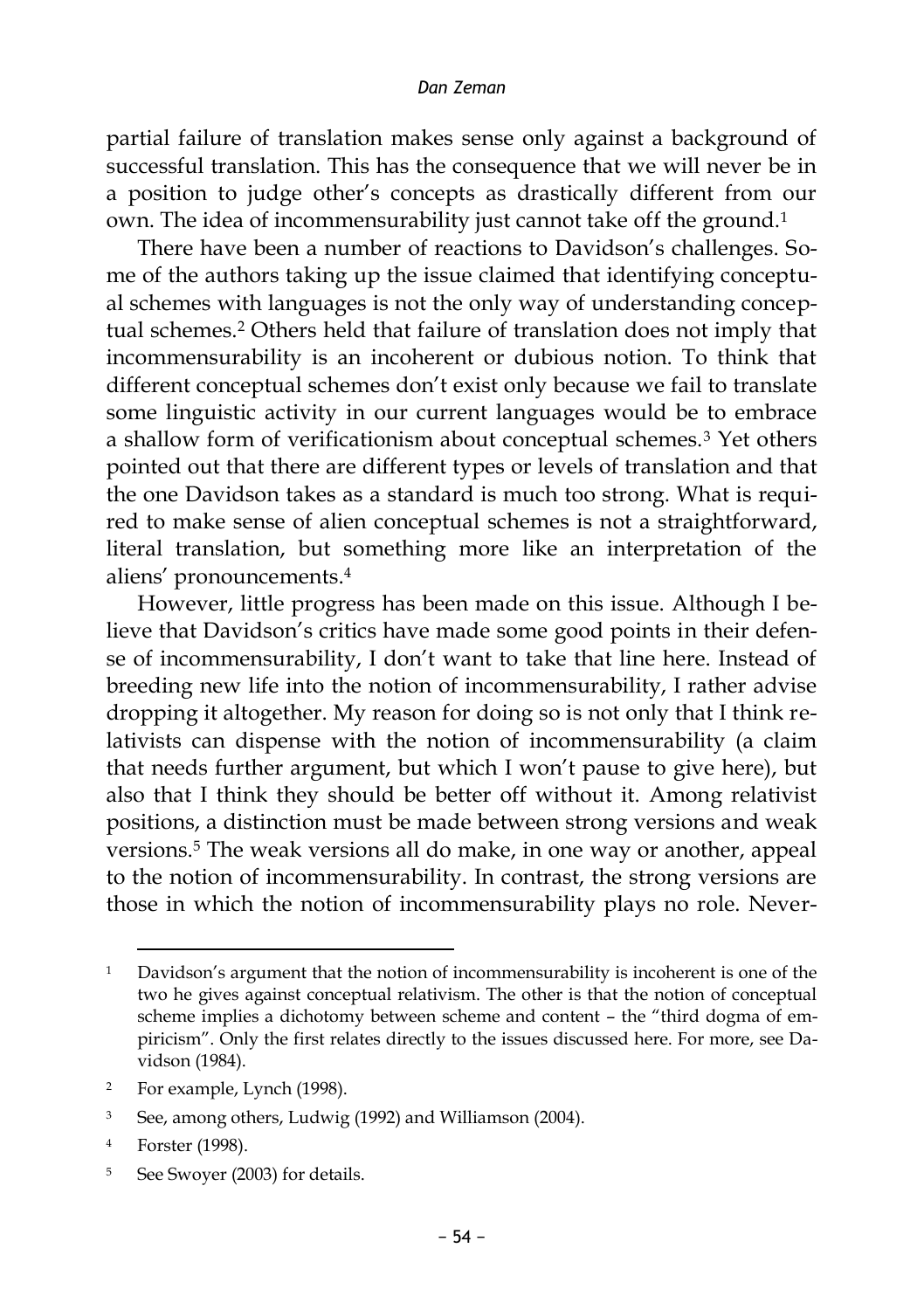partial failure of translation makes sense only against a background of successful translation. This has the consequence that we will never be in a position to judge other's concepts as drastically different from our own. The idea of incommensurability just cannot take off the ground.[1]

There have been a number of reactions to Davidson's challenges. Some of the authors taking up the issue claimed that identifying conceptual schemes with languages is not the only way of understanding conceptual schemes.[2] Others held that failure of translation does not imply that incommensurability is an incoherent or dubious notion. To think that different conceptual schemes don't exist only because we fail to translate some linguistic activity in our current languages would be to embrace a shallow form of verificationism about conceptual schemes.[3] Yet others pointed out that there are different types or levels of translation and that the one Davidson takes as a standard is much too strong. What is required to make sense of alien conceptual schemes is not a straightforward, literal translation, but something more like an interpretation of the aliens' pronouncements.[4]

However, little progress has been made on this issue. Although I believe that Davidson's critics have made some good points in their defense of incommensurability, I don't want to take that line here. Instead of breeding new life into the notion of incommensurability, I rather advise dropping it altogether. My reason for doing so is not only that I think relativists can dispense with the notion of incommensurability (a claim that needs further argument, but which I won't pause to give here), but also that I think they should be better off without it. Among relativist positions, a distinction must be made between strong versions and weak versions.[5] The weak versions all do make, in one way or another, appeal to the notion of incommensurability. In contrast, the strong versions are those in which the notion of incommensurability plays no role. Never-

[1] Davidson's argument that the notion of incommensurability is incoherent is one of the two he gives against conceptual relativism. The other is that the notion of conceptual scheme implies a dichotomy between scheme and content – the "third dogma of empiricism". Only the first relates directly to the issues discussed here. For more, see Davidson (1984).

[2] For example, Lynch (1998).

[3] See, among others, Ludwig (1992) and Williamson (2004).

[4] Forster (1998).

[5] See Swoyer (2003) for details.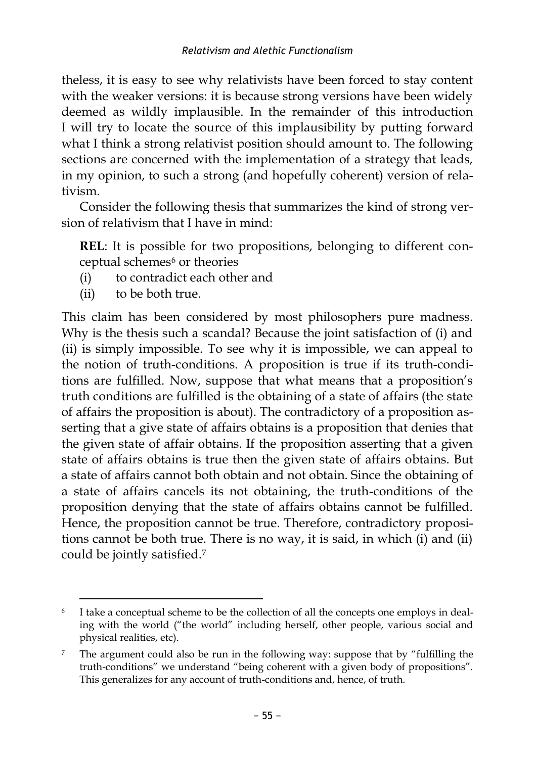theless, it is easy to see why relativists have been forced to stay content with the weaker versions: it is because strong versions have been widely deemed as wildly implausible. In the remainder of this introduction I will try to locate the source of this implausibility by putting forward what I think a strong relativist position should amount to. The following sections are concerned with the implementation of a strategy that leads, in my opinion, to such a strong (and hopefully coherent) version of relativism.

Consider the following thesis that summarizes the kind of strong version of relativism that I have in mind:

> **REL**: It is possible for two propositions, belonging to different conceptual schemes[6] or theories
> (i) to contradict each other and
> (ii) to be both true.

This claim has been considered by most philosophers pure madness. Why is the thesis such a scandal? Because the joint satisfaction of (i) and (ii) is simply impossible. To see why it is impossible, we can appeal to the notion of truth-conditions. A proposition is true if its truth-conditions are fulfilled. Now, suppose that what means that a proposition's truth conditions are fulfilled is the obtaining of a state of affairs (the state of affairs the proposition is about). The contradictory of a proposition asserting that a give state of affairs obtains is a proposition that denies that the given state of affair obtains. If the proposition asserting that a given state of affairs obtains is true then the given state of affairs obtains. But a state of affairs cannot both obtain and not obtain. Since the obtaining of a state of affairs cancels its not obtaining, the truth-conditions of the proposition denying that the state of affairs obtains cannot be fulfilled. Hence, the proposition cannot be true. Therefore, contradictory propositions cannot be both true. There is no way, it is said, in which (i) and (ii) could be jointly satisfied.[7]

---

[6] I take a conceptual scheme to be the collection of all the concepts one employs in dealing with the world ("the world" including herself, other people, various social and physical realities, etc).

[7] The argument could also be run in the following way: suppose that by "fulfilling the truth-conditions" we understand "being coherent with a given body of propositions". This generalizes for any account of truth-conditions and, hence, of truth.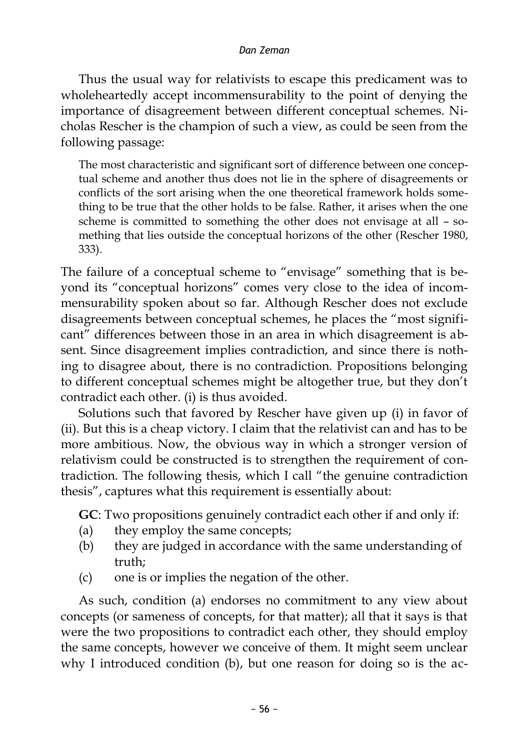Thus the usual way for relativists to escape this predicament was to wholeheartedly accept incommensurability to the point of denying the importance of disagreement between different conceptual schemes. Nicholas Rescher is the champion of such a view, as could be seen from the following passage:

> The most characteristic and significant sort of difference between one conceptual scheme and another thus does not lie in the sphere of disagreements or conflicts of the sort arising when the one theoretical framework holds something to be true that the other holds to be false. Rather, it arises when the one scheme is committed to something the other does not envisage at all – something that lies outside the conceptual horizons of the other (Rescher 1980, 333).

The failure of a conceptual scheme to "envisage" something that is beyond its "conceptual horizons" comes very close to the idea of incommensurability spoken about so far. Although Rescher does not exclude disagreements between conceptual schemes, he places the "most significant" differences between those in an area in which disagreement is absent. Since disagreement implies contradiction, and since there is nothing to disagree about, there is no contradiction. Propositions belonging to different conceptual schemes might be altogether true, but they don't contradict each other. (i) is thus avoided.

Solutions such that favored by Rescher have given up (i) in favor of (ii). But this is a cheap victory. I claim that the relativist can and has to be more ambitious. Now, the obvious way in which a stronger version of relativism could be constructed is to strengthen the requirement of contradiction. The following thesis, which I call "the genuine contradiction thesis", captures what this requirement is essentially about:

**GC**: Two propositions genuinely contradict each other if and only if:

(a) they employ the same concepts;

(b) they are judged in accordance with the same understanding of truth;

(c) one is or implies the negation of the other.

As such, condition (a) endorses no commitment to any view about concepts (or sameness of concepts, for that matter); all that it says is that were the two propositions to contradict each other, they should employ the same concepts, however we conceive of them. It might seem unclear why I introduced condition (b), but one reason for doing so is the ac-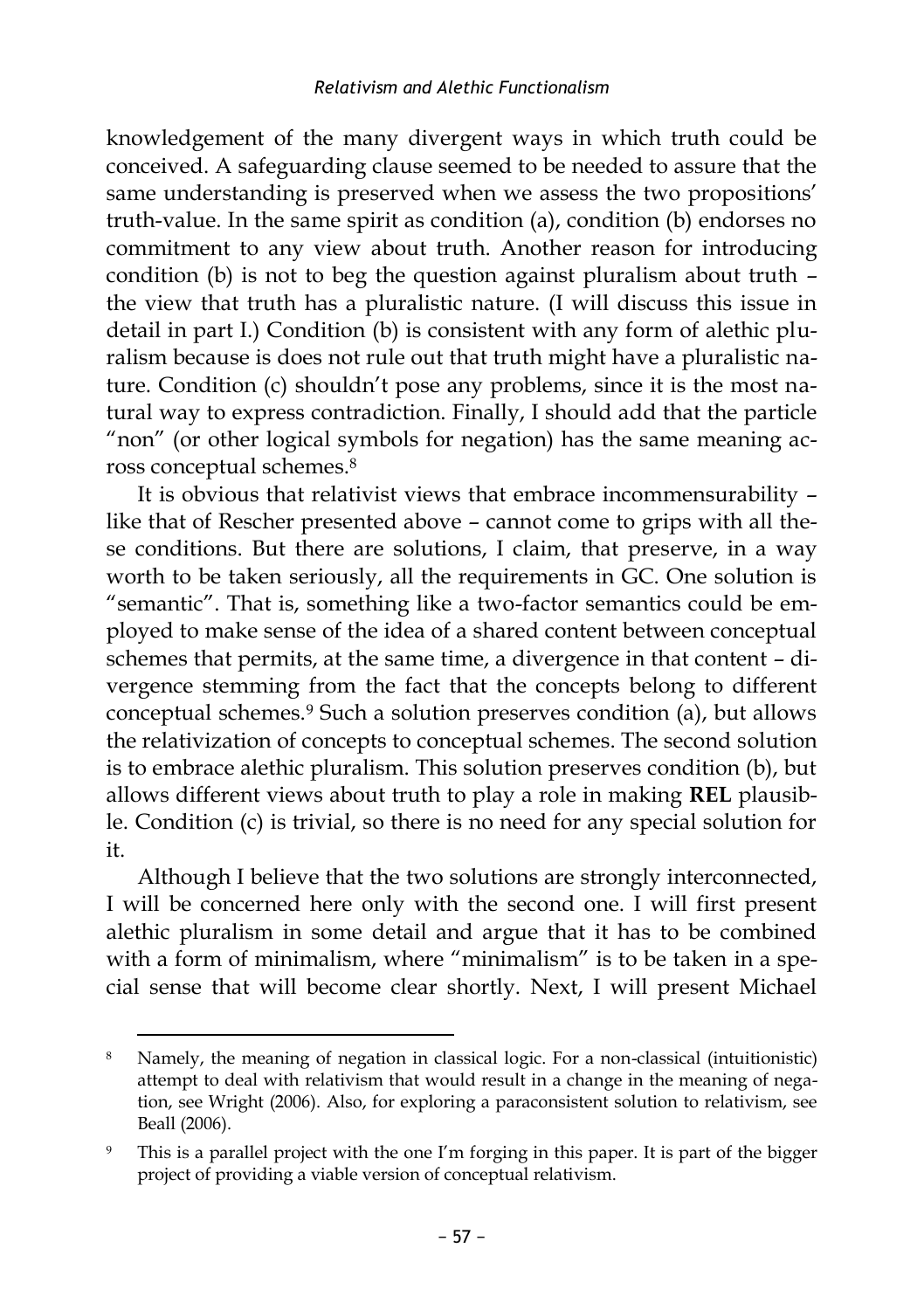knowledgement of the many divergent ways in which truth could be conceived. A safeguarding clause seemed to be needed to assure that the same understanding is preserved when we assess the two propositions' truth-value. In the same spirit as condition (a), condition (b) endorses no commitment to any view about truth. Another reason for introducing condition (b) is not to beg the question against pluralism about truth – the view that truth has a pluralistic nature. (I will discuss this issue in detail in part I.) Condition (b) is consistent with any form of alethic pluralism because is does not rule out that truth might have a pluralistic nature. Condition (c) shouldn't pose any problems, since it is the most natural way to express contradiction. Finally, I should add that the particle "non" (or other logical symbols for negation) has the same meaning across conceptual schemes.[8]

It is obvious that relativist views that embrace incommensurability – like that of Rescher presented above – cannot come to grips with all these conditions. But there are solutions, I claim, that preserve, in a way worth to be taken seriously, all the requirements in GC. One solution is "semantic". That is, something like a two-factor semantics could be employed to make sense of the idea of a shared content between conceptual schemes that permits, at the same time, a divergence in that content – divergence stemming from the fact that the concepts belong to different conceptual schemes.[9] Such a solution preserves condition (a), but allows the relativization of concepts to conceptual schemes. The second solution is to embrace alethic pluralism. This solution preserves condition (b), but allows different views about truth to play a role in making **REL** plausible. Condition (c) is trivial, so there is no need for any special solution for it.

Although I believe that the two solutions are strongly interconnected, I will be concerned here only with the second one. I will first present alethic pluralism in some detail and argue that it has to be combined with a form of minimalism, where "minimalism" is to be taken in a special sense that will become clear shortly. Next, I will present Michael

---

[8] Namely, the meaning of negation in classical logic. For a non-classical (intuitionistic) attempt to deal with relativism that would result in a change in the meaning of negation, see Wright (2006). Also, for exploring a paraconsistent solution to relativism, see Beall (2006).

[9] This is a parallel project with the one I'm forging in this paper. It is part of the bigger project of providing a viable version of conceptual relativism.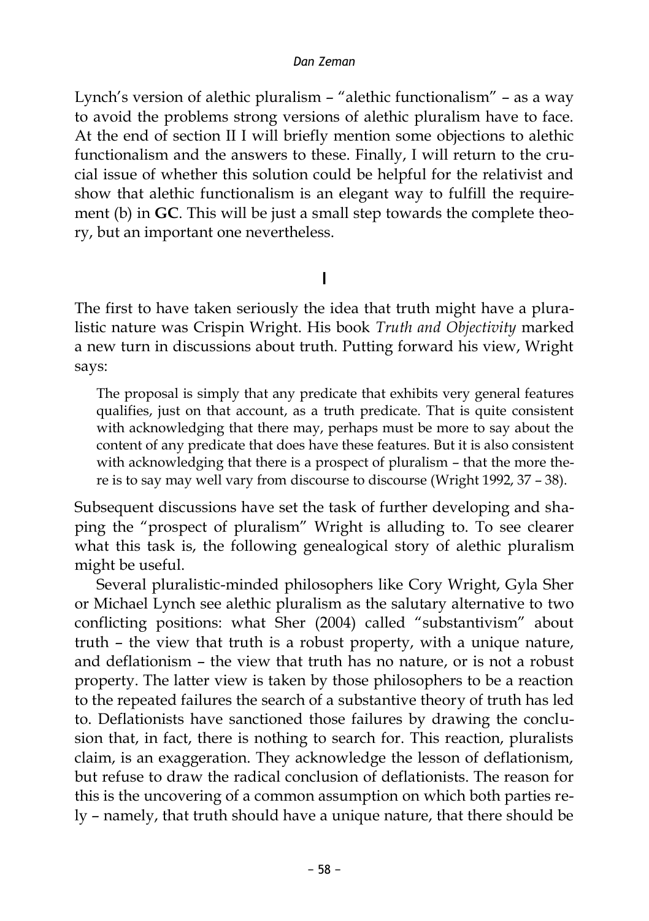Lynch's version of alethic pluralism – "alethic functionalism" – as a way to avoid the problems strong versions of alethic pluralism have to face. At the end of section II I will briefly mention some objections to alethic functionalism and the answers to these. Finally, I will return to the crucial issue of whether this solution could be helpful for the relativist and show that alethic functionalism is an elegant way to fulfill the requirement (b) in **GC**. This will be just a small step towards the complete theory, but an important one nevertheless.

## I

The first to have taken seriously the idea that truth might have a pluralistic nature was Crispin Wright. His book *Truth and Objectivity* marked a new turn in discussions about truth. Putting forward his view, Wright says:

> The proposal is simply that any predicate that exhibits very general features qualifies, just on that account, as a truth predicate. That is quite consistent with acknowledging that there may, perhaps must be more to say about the content of any predicate that does have these features. But it is also consistent with acknowledging that there is a prospect of pluralism – that the more there is to say may well vary from discourse to discourse (Wright 1992, 37 – 38).

Subsequent discussions have set the task of further developing and shaping the "prospect of pluralism" Wright is alluding to. To see clearer what this task is, the following genealogical story of alethic pluralism might be useful.

Several pluralistic-minded philosophers like Cory Wright, Gyla Sher or Michael Lynch see alethic pluralism as the salutary alternative to two conflicting positions: what Sher (2004) called "substantivism" about truth – the view that truth is a robust property, with a unique nature, and deflationism – the view that truth has no nature, or is not a robust property. The latter view is taken by those philosophers to be a reaction to the repeated failures the search of a substantive theory of truth has led to. Deflationists have sanctioned those failures by drawing the conclusion that, in fact, there is nothing to search for. This reaction, pluralists claim, is an exaggeration. They acknowledge the lesson of deflationism, but refuse to draw the radical conclusion of deflationists. The reason for this is the uncovering of a common assumption on which both parties rely – namely, that truth should have a unique nature, that there should be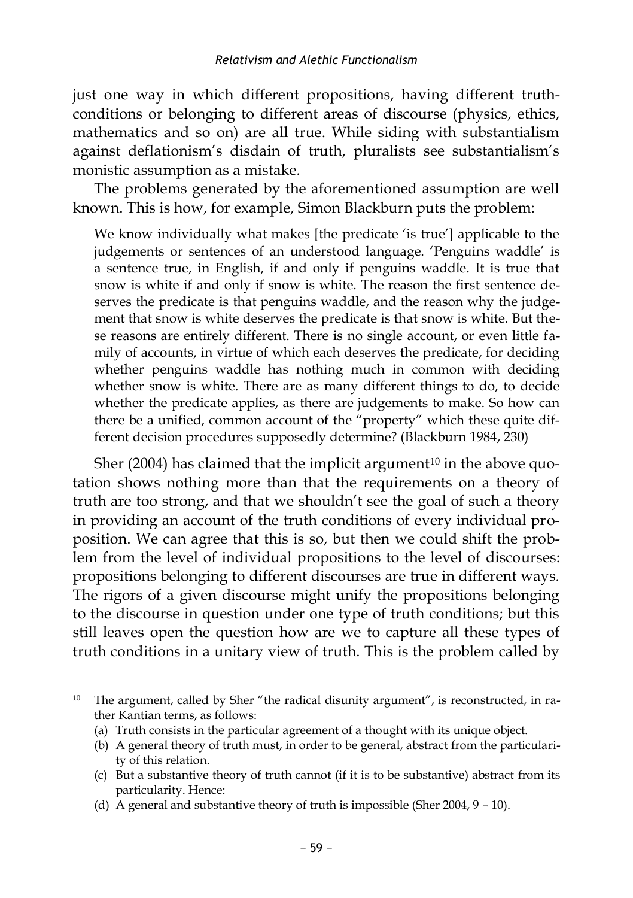just one way in which different propositions, having different truth-conditions or belonging to different areas of discourse (physics, ethics, mathematics and so on) are all true. While siding with substantialism against deflationism's disdain of truth, pluralists see substantialism's monistic assumption as a mistake.

The problems generated by the aforementioned assumption are well known. This is how, for example, Simon Blackburn puts the problem:

> We know individually what makes [the predicate 'is true'] applicable to the judgements or sentences of an understood language. 'Penguins waddle' is a sentence true, in English, if and only if penguins waddle. It is true that snow is white if and only if snow is white. The reason the first sentence deserves the predicate is that penguins waddle, and the reason why the judgement that snow is white deserves the predicate is that snow is white. But these reasons are entirely different. There is no single account, or even little family of accounts, in virtue of which each deserves the predicate, for deciding whether penguins waddle has nothing much in common with deciding whether snow is white. There are as many different things to do, to decide whether the predicate applies, as there are judgements to make. So how can there be a unified, common account of the "property" which these quite different decision procedures supposedly determine? (Blackburn 1984, 230)

Sher (2004) has claimed that the implicit argument[10] in the above quotation shows nothing more than that the requirements on a theory of truth are too strong, and that we shouldn't see the goal of such a theory in providing an account of the truth conditions of every individual proposition. We can agree that this is so, but then we could shift the problem from the level of individual propositions to the level of discourses: propositions belonging to different discourses are true in different ways. The rigors of a given discourse might unify the propositions belonging to the discourse in question under one type of truth conditions; but this still leaves open the question how are we to capture all these types of truth conditions in a unitary view of truth. This is the problem called by

---

[10] The argument, called by Sher "the radical disunity argument", is reconstructed, in rather Kantian terms, as follows:

(a) Truth consists in the particular agreement of a thought with its unique object.
(b) A general theory of truth must, in order to be general, abstract from the particularity of this relation.
(c) But a substantive theory of truth cannot (if it is to be substantive) abstract from its particularity. Hence:
(d) A general and substantive theory of truth is impossible (Sher 2004, 9 – 10).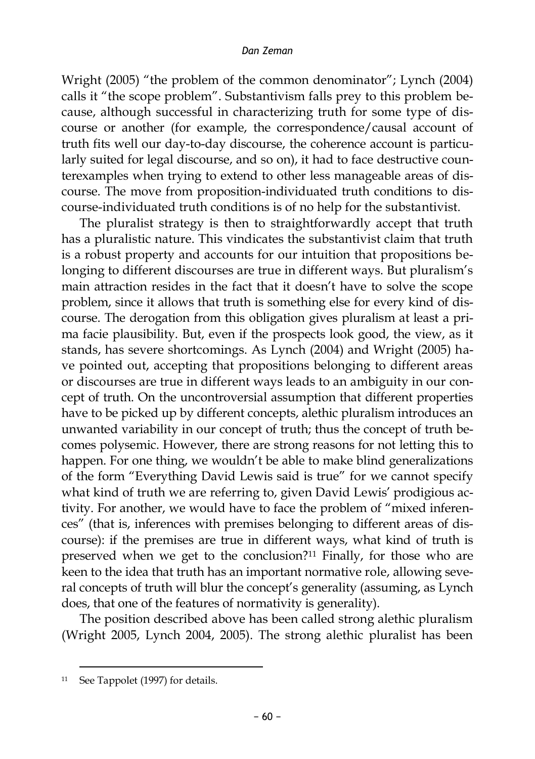Wright (2005) "the problem of the common denominator"; Lynch (2004) calls it "the scope problem". Substantivism falls prey to this problem because, although successful in characterizing truth for some type of discourse or another (for example, the correspondence/causal account of truth fits well our day-to-day discourse, the coherence account is particularly suited for legal discourse, and so on), it had to face destructive counterexamples when trying to extend to other less manageable areas of discourse. The move from proposition-individuated truth conditions to discourse-individuated truth conditions is of no help for the substantivist.

The pluralist strategy is then to straightforwardly accept that truth has a pluralistic nature. This vindicates the substantivist claim that truth is a robust property and accounts for our intuition that propositions belonging to different discourses are true in different ways. But pluralism's main attraction resides in the fact that it doesn't have to solve the scope problem, since it allows that truth is something else for every kind of discourse. The derogation from this obligation gives pluralism at least a prima facie plausibility. But, even if the prospects look good, the view, as it stands, has severe shortcomings. As Lynch (2004) and Wright (2005) have pointed out, accepting that propositions belonging to different areas or discourses are true in different ways leads to an ambiguity in our concept of truth. On the uncontroversial assumption that different properties have to be picked up by different concepts, alethic pluralism introduces an unwanted variability in our concept of truth; thus the concept of truth becomes polysemic. However, there are strong reasons for not letting this to happen. For one thing, we wouldn't be able to make blind generalizations of the form "Everything David Lewis said is true" for we cannot specify what kind of truth we are referring to, given David Lewis' prodigious activity. For another, we would have to face the problem of "mixed inferences" (that is, inferences with premises belonging to different areas of discourse): if the premises are true in different ways, what kind of truth is preserved when we get to the conclusion?[11] Finally, for those who are keen to the idea that truth has an important normative role, allowing several concepts of truth will blur the concept's generality (assuming, as Lynch does, that one of the features of normativity is generality).

The position described above has been called strong alethic pluralism (Wright 2005, Lynch 2004, 2005). The strong alethic pluralist has been

[11] See Tappolet (1997) for details.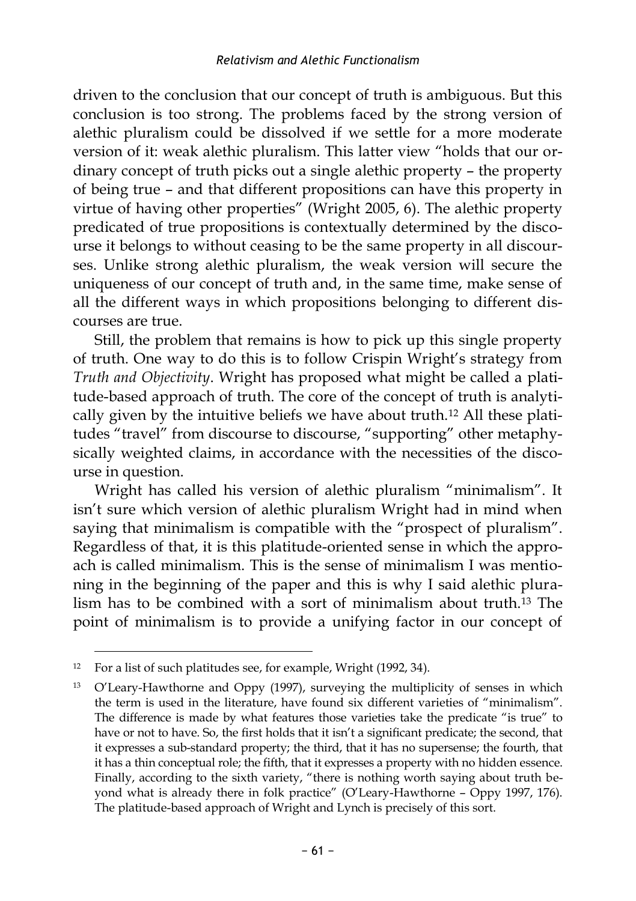driven to the conclusion that our concept of truth is ambiguous. But this conclusion is too strong. The problems faced by the strong version of alethic pluralism could be dissolved if we settle for a more moderate version of it: weak alethic pluralism. This latter view "holds that our ordinary concept of truth picks out a single alethic property – the property of being true – and that different propositions can have this property in virtue of having other properties" (Wright 2005, 6). The alethic property predicated of true propositions is contextually determined by the discourse it belongs to without ceasing to be the same property in all discourses. Unlike strong alethic pluralism, the weak version will secure the uniqueness of our concept of truth and, in the same time, make sense of all the different ways in which propositions belonging to different discourses are true.

Still, the problem that remains is how to pick up this single property of truth. One way to do this is to follow Crispin Wright's strategy from *Truth and Objectivity*. Wright has proposed what might be called a platitude-based approach of truth. The core of the concept of truth is analytically given by the intuitive beliefs we have about truth.[12] All these platitudes "travel" from discourse to discourse, "supporting" other metaphysically weighted claims, in accordance with the necessities of the discourse in question.

Wright has called his version of alethic pluralism "minimalism". It isn't sure which version of alethic pluralism Wright had in mind when saying that minimalism is compatible with the "prospect of pluralism". Regardless of that, it is this platitude-oriented sense in which the approach is called minimalism. This is the sense of minimalism I was mentioning in the beginning of the paper and this is why I said alethic pluralism has to be combined with a sort of minimalism about truth.[13] The point of minimalism is to provide a unifying factor in our concept of

---

[12] For a list of such platitudes see, for example, Wright (1992, 34).

[13] O'Leary-Hawthorne and Oppy (1997), surveying the multiplicity of senses in which the term is used in the literature, have found six different varieties of "minimalism". The difference is made by what features those varieties take the predicate "is true" to have or not to have. So, the first holds that it isn't a significant predicate; the second, that it expresses a sub-standard property; the third, that it has no supersense; the fourth, that it has a thin conceptual role; the fifth, that it expresses a property with no hidden essence. Finally, according to the sixth variety, "there is nothing worth saying about truth beyond what is already there in folk practice" (O'Leary-Hawthorne – Oppy 1997, 176). The platitude-based approach of Wright and Lynch is precisely of this sort.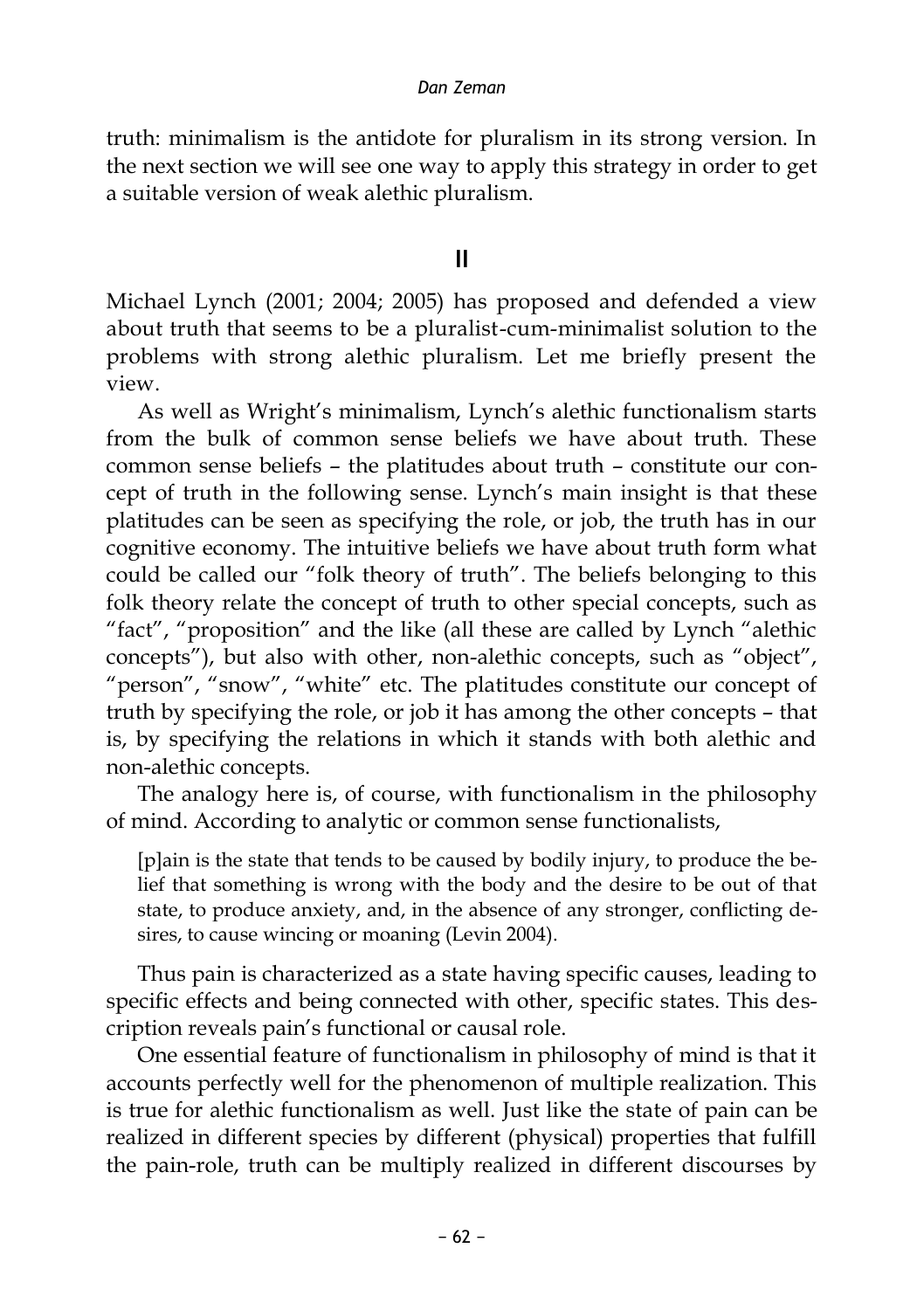truth: minimalism is the antidote for pluralism in its strong version. In the next section we will see one way to apply this strategy in order to get a suitable version of weak alethic pluralism.

## II

Michael Lynch (2001; 2004; 2005) has proposed and defended a view about truth that seems to be a pluralist-cum-minimalist solution to the problems with strong alethic pluralism. Let me briefly present the view.

As well as Wright's minimalism, Lynch's alethic functionalism starts from the bulk of common sense beliefs we have about truth. These common sense beliefs – the platitudes about truth – constitute our concept of truth in the following sense. Lynch's main insight is that these platitudes can be seen as specifying the role, or job, the truth has in our cognitive economy. The intuitive beliefs we have about truth form what could be called our "folk theory of truth". The beliefs belonging to this folk theory relate the concept of truth to other special concepts, such as "fact", "proposition" and the like (all these are called by Lynch "alethic concepts"), but also with other, non-alethic concepts, such as "object", "person", "snow", "white" etc. The platitudes constitute our concept of truth by specifying the role, or job it has among the other concepts – that is, by specifying the relations in which it stands with both alethic and non-alethic concepts.

The analogy here is, of course, with functionalism in the philosophy of mind. According to analytic or common sense functionalists,

> [p]ain is the state that tends to be caused by bodily injury, to produce the belief that something is wrong with the body and the desire to be out of that state, to produce anxiety, and, in the absence of any stronger, conflicting desires, to cause wincing or moaning (Levin 2004).

Thus pain is characterized as a state having specific causes, leading to specific effects and being connected with other, specific states. This description reveals pain's functional or causal role.

One essential feature of functionalism in philosophy of mind is that it accounts perfectly well for the phenomenon of multiple realization. This is true for alethic functionalism as well. Just like the state of pain can be realized in different species by different (physical) properties that fulfill the pain-role, truth can be multiply realized in different discourses by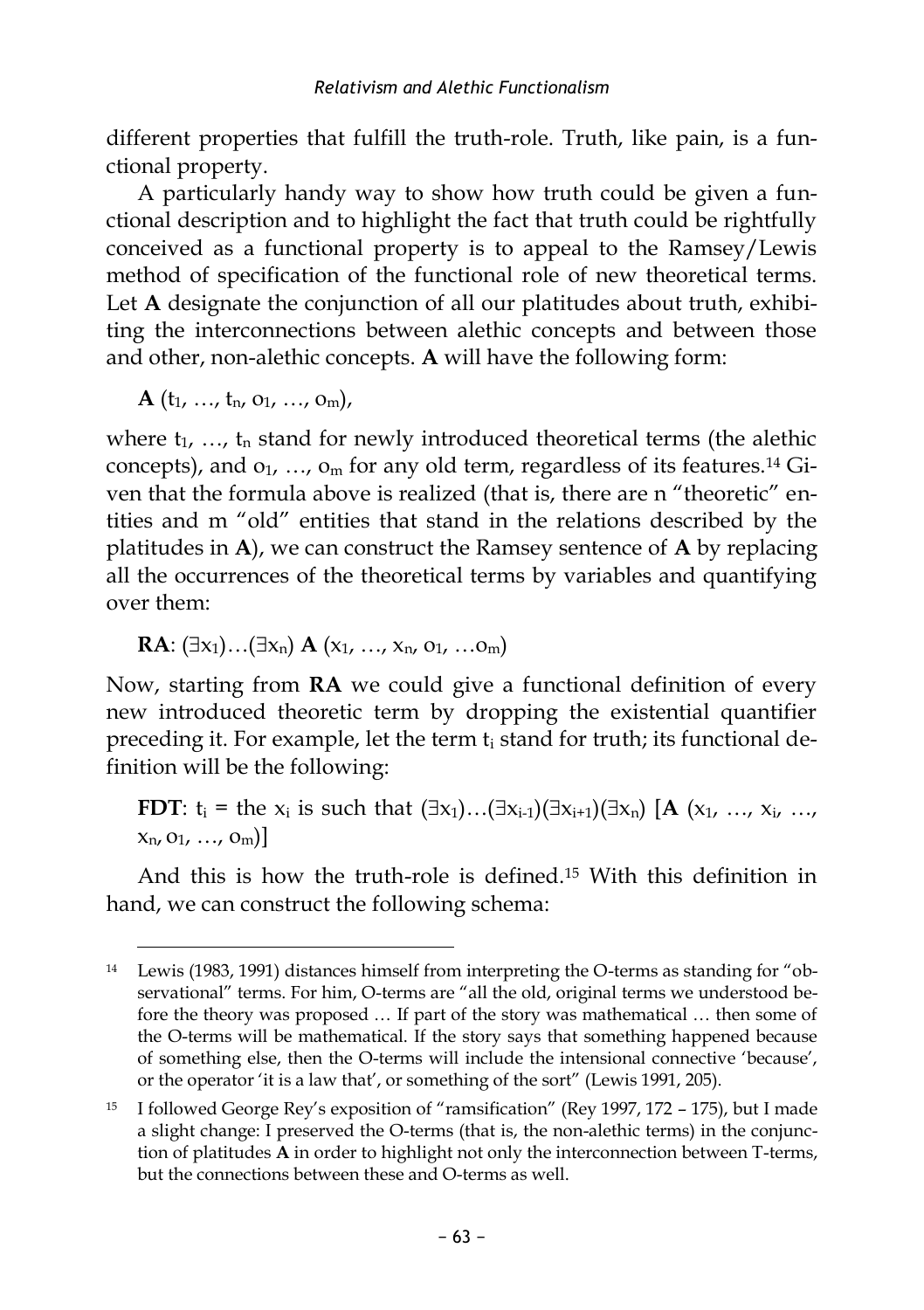different properties that fulfill the truth-role. Truth, like pain, is a functional property.

A particularly handy way to show how truth could be given a functional description and to highlight the fact that truth could be rightfully conceived as a functional property is to appeal to the Ramsey/Lewis method of specification of the functional role of new theoretical terms. Let **A** designate the conjunction of all our platitudes about truth, exhibiting the interconnections between alethic concepts and between those and other, non-alethic concepts. **A** will have the following form:

$\mathbf{A}\ (t_1, \ldots, t_n, o_1, \ldots, o_m)$,

where $t_1, \ldots, t_n$ stand for newly introduced theoretical terms (the alethic concepts), and $o_1, \ldots, o_m$ for any old term, regardless of its features.[14] Given that the formula above is realized (that is, there are n "theoretic" entities and m "old" entities that stand in the relations described by the platitudes in **A**), we can construct the Ramsey sentence of **A** by replacing all the occurrences of the theoretical terms by variables and quantifying over them:

**RA**: $(\exists x_1)\ldots(\exists x_n)\ \mathbf{A}\ (x_1, \ldots, x_n, o_1, \ldots o_m)$

Now, starting from **RA** we could give a functional definition of every new introduced theoretic term by dropping the existential quantifier preceding it. For example, let the term $t_i$ stand for truth; its functional definition will be the following:

**FDT**: $t_i$ = the $x_i$ is such that $(\exists x_1)\ldots(\exists x_{i-1})(\exists x_{i+1})(\exists x_n)\ [\mathbf{A}\ (x_1, \ldots, x_i, \ldots, x_n, o_1, \ldots, o_m)]$

And this is how the truth-role is defined.[15] With this definition in hand, we can construct the following schema:

---

[14] Lewis (1983, 1991) distances himself from interpreting the O-terms as standing for "observational" terms. For him, O-terms are "all the old, original terms we understood before the theory was proposed … If part of the story was mathematical … then some of the O-terms will be mathematical. If the story says that something happened because of something else, then the O-terms will include the intensional connective 'because', or the operator 'it is a law that', or something of the sort" (Lewis 1991, 205).

[15] I followed George Rey's exposition of "ramsification" (Rey 1997, 172 – 175), but I made a slight change: I preserved the O-terms (that is, the non-alethic terms) in the conjunction of platitudes **A** in order to highlight not only the interconnection between T-terms, but the connections between these and O-terms as well.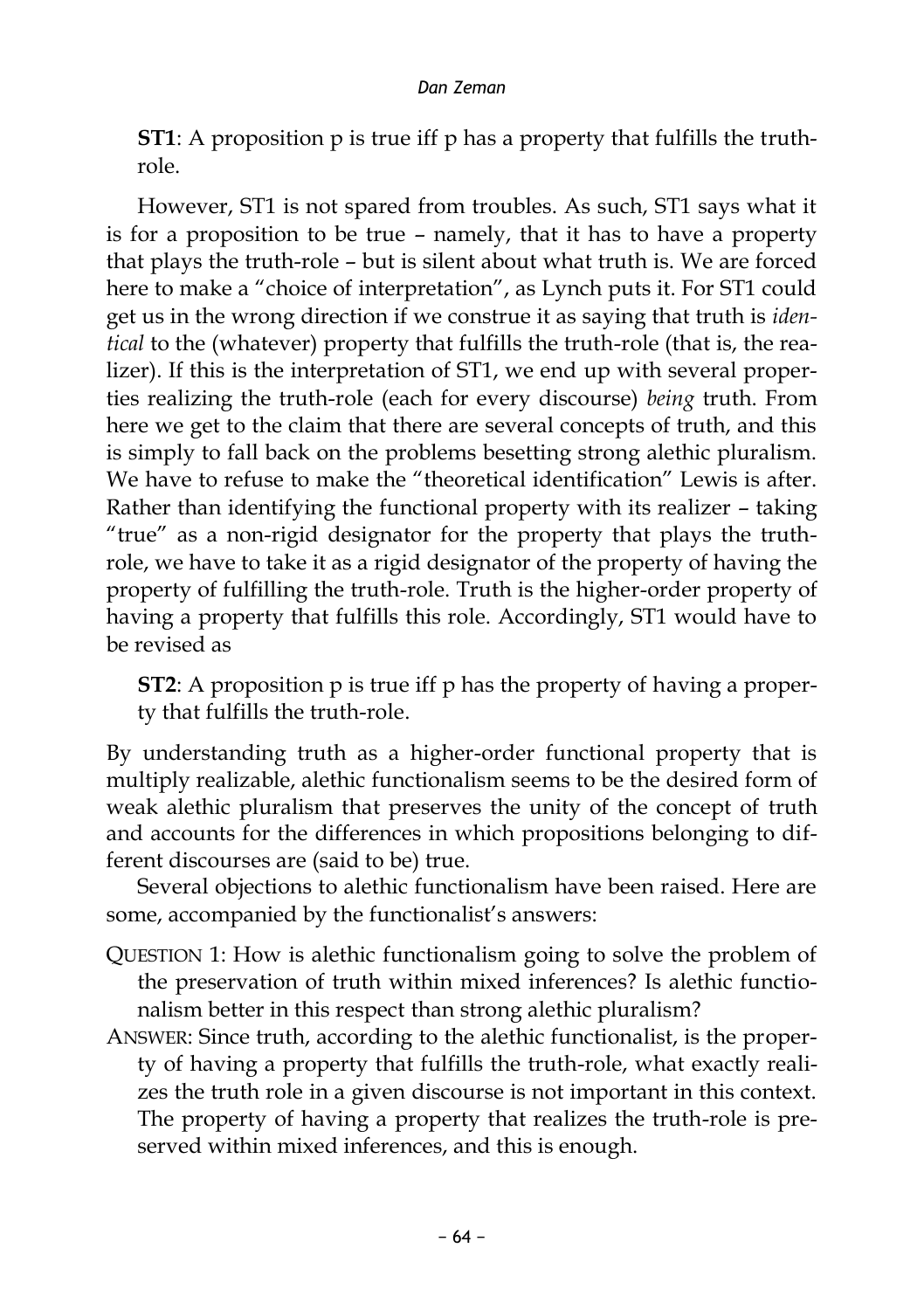**ST1**: A proposition p is true iff p has a property that fulfills the truth-role.

However, ST1 is not spared from troubles. As such, ST1 says what it is for a proposition to be true – namely, that it has to have a property that plays the truth-role – but is silent about what truth is. We are forced here to make a "choice of interpretation", as Lynch puts it. For ST1 could get us in the wrong direction if we construe it as saying that truth is *identical* to the (whatever) property that fulfills the truth-role (that is, the realizer). If this is the interpretation of ST1, we end up with several properties realizing the truth-role (each for every discourse) *being* truth. From here we get to the claim that there are several concepts of truth, and this is simply to fall back on the problems besetting strong alethic pluralism. We have to refuse to make the "theoretical identification" Lewis is after. Rather than identifying the functional property with its realizer – taking "true" as a non-rigid designator for the property that plays the truth-role, we have to take it as a rigid designator of the property of having the property of fulfilling the truth-role. Truth is the higher-order property of having a property that fulfills this role. Accordingly, ST1 would have to be revised as

**ST2**: A proposition p is true iff p has the property of having a property that fulfills the truth-role.

By understanding truth as a higher-order functional property that is multiply realizable, alethic functionalism seems to be the desired form of weak alethic pluralism that preserves the unity of the concept of truth and accounts for the differences in which propositions belonging to different discourses are (said to be) true.

Several objections to alethic functionalism have been raised. Here are some, accompanied by the functionalist's answers:

QUESTION 1: How is alethic functionalism going to solve the problem of the preservation of truth within mixed inferences? Is alethic functionalism better in this respect than strong alethic pluralism?

ANSWER: Since truth, according to the alethic functionalist, is the property of having a property that fulfills the truth-role, what exactly realizes the truth role in a given discourse is not important in this context. The property of having a property that realizes the truth-role is preserved within mixed inferences, and this is enough.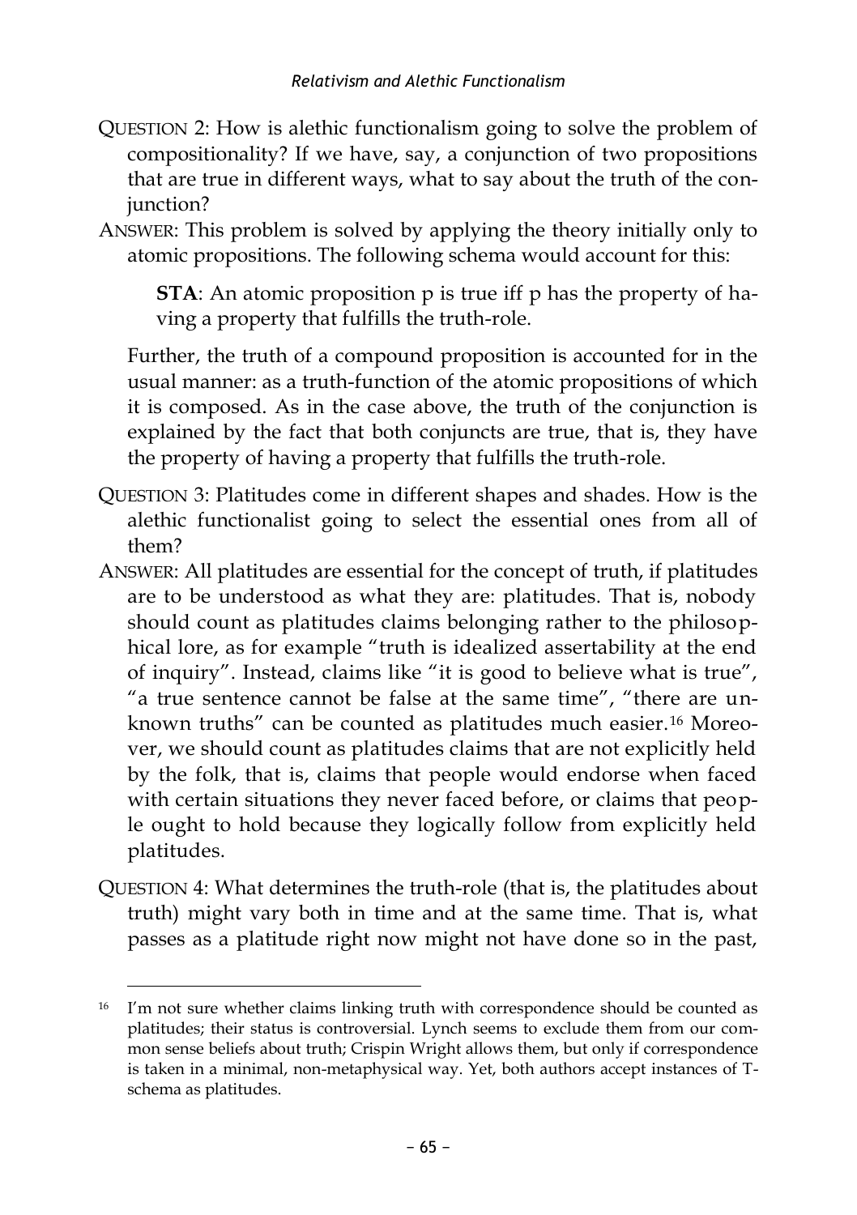QUESTION 2: How is alethic functionalism going to solve the problem of compositionality? If we have, say, a conjunction of two propositions that are true in different ways, what to say about the truth of the conjunction?

ANSWER: This problem is solved by applying the theory initially only to atomic propositions. The following schema would account for this:

> **STA**: An atomic proposition p is true iff p has the property of having a property that fulfills the truth-role.

Further, the truth of a compound proposition is accounted for in the usual manner: as a truth-function of the atomic propositions of which it is composed. As in the case above, the truth of the conjunction is explained by the fact that both conjuncts are true, that is, they have the property of having a property that fulfills the truth-role.

QUESTION 3: Platitudes come in different shapes and shades. How is the alethic functionalist going to select the essential ones from all of them?

ANSWER: All platitudes are essential for the concept of truth, if platitudes are to be understood as what they are: platitudes. That is, nobody should count as platitudes claims belonging rather to the philosophical lore, as for example "truth is idealized assertability at the end of inquiry". Instead, claims like "it is good to believe what is true", "a true sentence cannot be false at the same time", "there are unknown truths" can be counted as platitudes much easier.[16] Moreover, we should count as platitudes claims that are not explicitly held by the folk, that is, claims that people would endorse when faced with certain situations they never faced before, or claims that people ought to hold because they logically follow from explicitly held platitudes.

QUESTION 4: What determines the truth-role (that is, the platitudes about truth) might vary both in time and at the same time. That is, what passes as a platitude right now might not have done so in the past,

---

[16] I'm not sure whether claims linking truth with correspondence should be counted as platitudes; their status is controversial. Lynch seems to exclude them from our common sense beliefs about truth; Crispin Wright allows them, but only if correspondence is taken in a minimal, non-metaphysical way. Yet, both authors accept instances of T-schema as platitudes.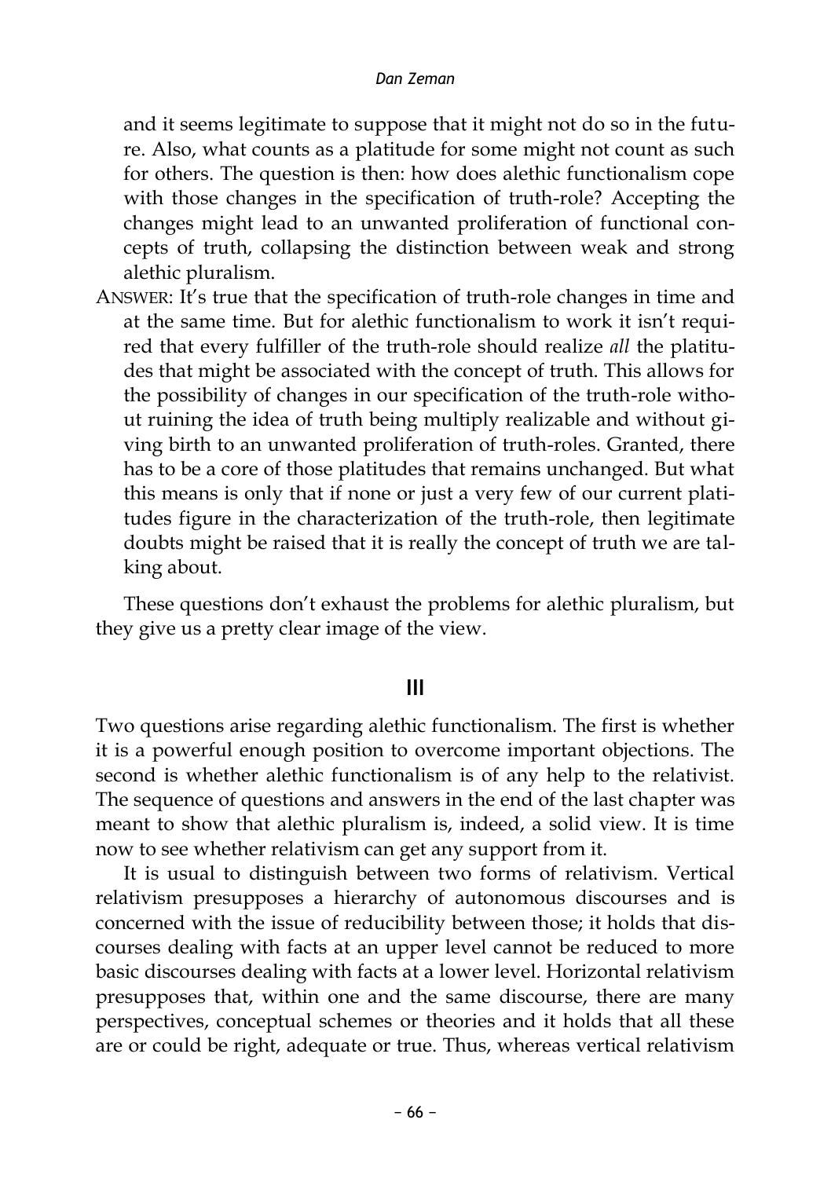and it seems legitimate to suppose that it might not do so in the future. Also, what counts as a platitude for some might not count as such for others. The question is then: how does alethic functionalism cope with those changes in the specification of truth-role? Accepting the changes might lead to an unwanted proliferation of functional concepts of truth, collapsing the distinction between weak and strong alethic pluralism.

ANSWER: It's true that the specification of truth-role changes in time and at the same time. But for alethic functionalism to work it isn't required that every fulfiller of the truth-role should realize *all* the platitudes that might be associated with the concept of truth. This allows for the possibility of changes in our specification of the truth-role without ruining the idea of truth being multiply realizable and without giving birth to an unwanted proliferation of truth-roles. Granted, there has to be a core of those platitudes that remains unchanged. But what this means is only that if none or just a very few of our current platitudes figure in the characterization of the truth-role, then legitimate doubts might be raised that it is really the concept of truth we are talking about.

These questions don't exhaust the problems for alethic pluralism, but they give us a pretty clear image of the view.

## III

Two questions arise regarding alethic functionalism. The first is whether it is a powerful enough position to overcome important objections. The second is whether alethic functionalism is of any help to the relativist. The sequence of questions and answers in the end of the last chapter was meant to show that alethic pluralism is, indeed, a solid view. It is time now to see whether relativism can get any support from it.

It is usual to distinguish between two forms of relativism. Vertical relativism presupposes a hierarchy of autonomous discourses and is concerned with the issue of reducibility between those; it holds that discourses dealing with facts at an upper level cannot be reduced to more basic discourses dealing with facts at a lower level. Horizontal relativism presupposes that, within one and the same discourse, there are many perspectives, conceptual schemes or theories and it holds that all these are or could be right, adequate or true. Thus, whereas vertical relativism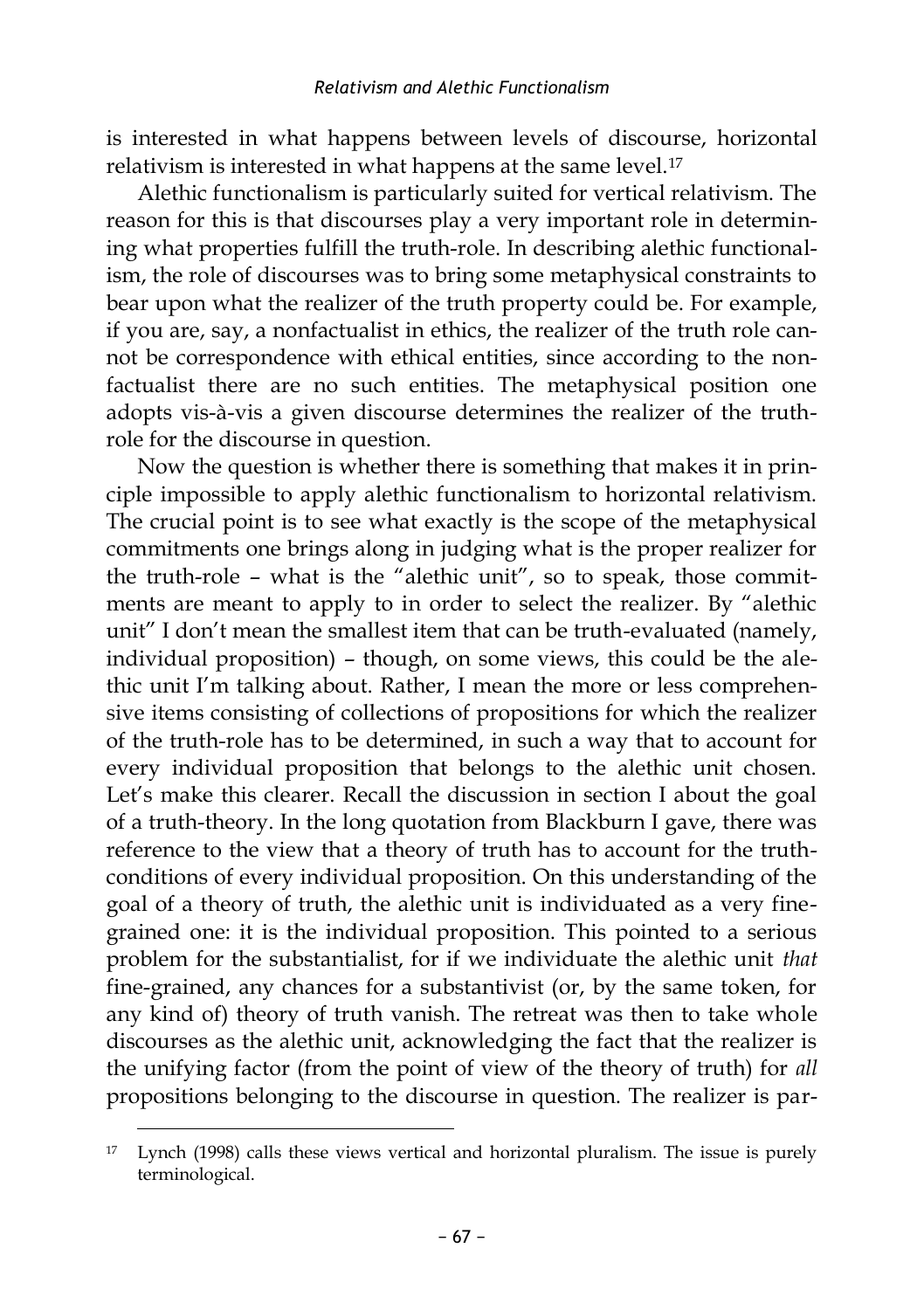is interested in what happens between levels of discourse, horizontal relativism is interested in what happens at the same level.[17]

Alethic functionalism is particularly suited for vertical relativism. The reason for this is that discourses play a very important role in determining what properties fulfill the truth-role. In describing alethic functionalism, the role of discourses was to bring some metaphysical constraints to bear upon what the realizer of the truth property could be. For example, if you are, say, a nonfactualist in ethics, the realizer of the truth role cannot be correspondence with ethical entities, since according to the nonfactualist there are no such entities. The metaphysical position one adopts vis-à-vis a given discourse determines the realizer of the truth-role for the discourse in question.

Now the question is whether there is something that makes it in principle impossible to apply alethic functionalism to horizontal relativism. The crucial point is to see what exactly is the scope of the metaphysical commitments one brings along in judging what is the proper realizer for the truth-role – what is the "alethic unit", so to speak, those commitments are meant to apply to in order to select the realizer. By "alethic unit" I don't mean the smallest item that can be truth-evaluated (namely, individual proposition) – though, on some views, this could be the alethic unit I'm talking about. Rather, I mean the more or less comprehensive items consisting of collections of propositions for which the realizer of the truth-role has to be determined, in such a way that to account for every individual proposition that belongs to the alethic unit chosen. Let's make this clearer. Recall the discussion in section I about the goal of a truth-theory. In the long quotation from Blackburn I gave, there was reference to the view that a theory of truth has to account for the truth-conditions of every individual proposition. On this understanding of the goal of a theory of truth, the alethic unit is individuated as a very fine-grained one: it is the individual proposition. This pointed to a serious problem for the substantialist, for if we individuate the alethic unit *that* fine-grained, any chances for a substantivist (or, by the same token, for any kind of) theory of truth vanish. The retreat was then to take whole discourses as the alethic unit, acknowledging the fact that the realizer is the unifying factor (from the point of view of the theory of truth) for *all* propositions belonging to the discourse in question. The realizer is par-

[17] Lynch (1998) calls these views vertical and horizontal pluralism. The issue is purely terminological.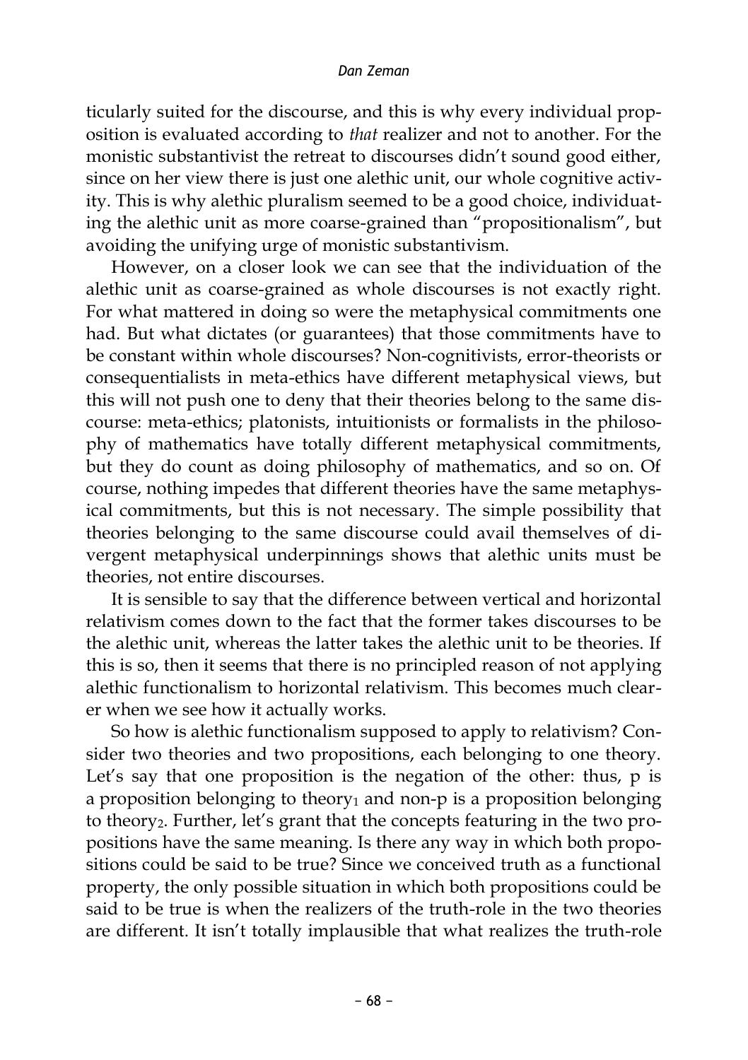ticularly suited for the discourse, and this is why every individual proposition is evaluated according to *that* realizer and not to another. For the monistic substantivist the retreat to discourses didn't sound good either, since on her view there is just one alethic unit, our whole cognitive activity. This is why alethic pluralism seemed to be a good choice, individuating the alethic unit as more coarse-grained than "propositionalism", but avoiding the unifying urge of monistic substantivism.

However, on a closer look we can see that the individuation of the alethic unit as coarse-grained as whole discourses is not exactly right. For what mattered in doing so were the metaphysical commitments one had. But what dictates (or guarantees) that those commitments have to be constant within whole discourses? Non-cognitivists, error-theorists or consequentialists in meta-ethics have different metaphysical views, but this will not push one to deny that their theories belong to the same discourse: meta-ethics; platonists, intuitionists or formalists in the philosophy of mathematics have totally different metaphysical commitments, but they do count as doing philosophy of mathematics, and so on. Of course, nothing impedes that different theories have the same metaphysical commitments, but this is not necessary. The simple possibility that theories belonging to the same discourse could avail themselves of divergent metaphysical underpinnings shows that alethic units must be theories, not entire discourses.

It is sensible to say that the difference between vertical and horizontal relativism comes down to the fact that the former takes discourses to be the alethic unit, whereas the latter takes the alethic unit to be theories. If this is so, then it seems that there is no principled reason of not applying alethic functionalism to horizontal relativism. This becomes much clearer when we see how it actually works.

So how is alethic functionalism supposed to apply to relativism? Consider two theories and two propositions, each belonging to one theory. Let's say that one proposition is the negation of the other: thus, p is a proposition belonging to $\text{theory}_1$ and non-p is a proposition belonging to $\text{theory}_2$. Further, let's grant that the concepts featuring in the two propositions have the same meaning. Is there any way in which both propositions could be said to be true? Since we conceived truth as a functional property, the only possible situation in which both propositions could be said to be true is when the realizers of the truth-role in the two theories are different. It isn't totally implausible that what realizes the truth-role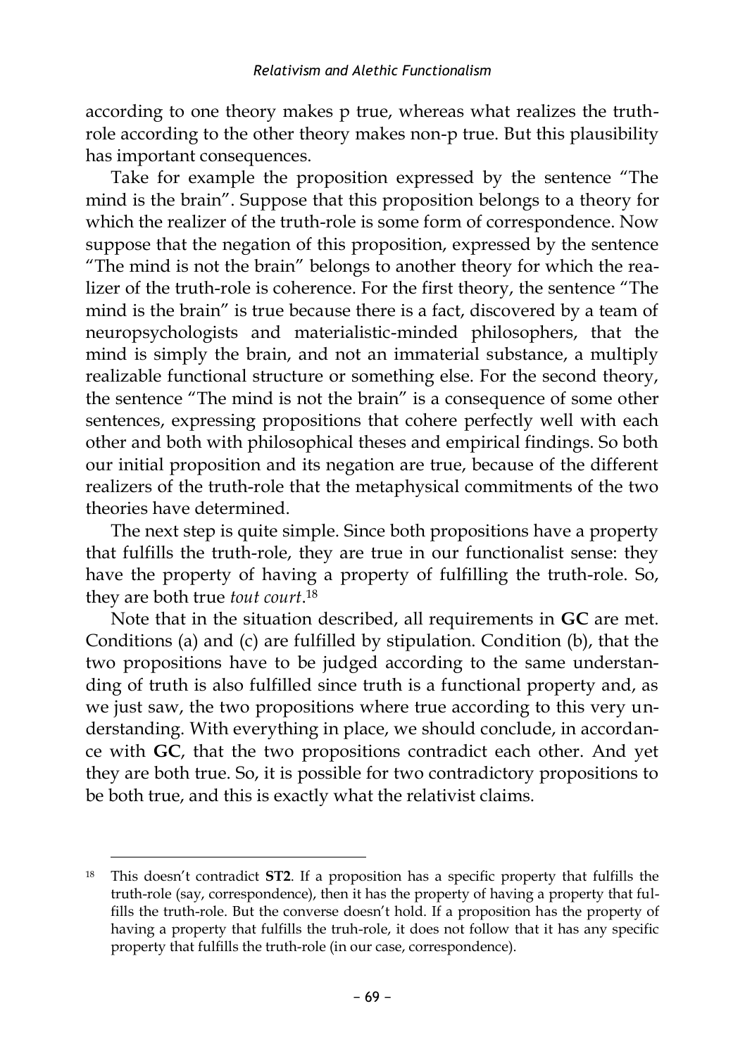according to one theory makes p true, whereas what realizes the truth-role according to the other theory makes non-p true. But this plausibility has important consequences.

Take for example the proposition expressed by the sentence "The mind is the brain". Suppose that this proposition belongs to a theory for which the realizer of the truth-role is some form of correspondence. Now suppose that the negation of this proposition, expressed by the sentence "The mind is not the brain" belongs to another theory for which the realizer of the truth-role is coherence. For the first theory, the sentence "The mind is the brain" is true because there is a fact, discovered by a team of neuropsychologists and materialistic-minded philosophers, that the mind is simply the brain, and not an immaterial substance, a multiply realizable functional structure or something else. For the second theory, the sentence "The mind is not the brain" is a consequence of some other sentences, expressing propositions that cohere perfectly well with each other and both with philosophical theses and empirical findings. So both our initial proposition and its negation are true, because of the different realizers of the truth-role that the metaphysical commitments of the two theories have determined.

The next step is quite simple. Since both propositions have a property that fulfills the truth-role, they are true in our functionalist sense: they have the property of having a property of fulfilling the truth-role. So, they are both true *tout court*.[18]

Note that in the situation described, all requirements in **GC** are met. Conditions (a) and (c) are fulfilled by stipulation. Condition (b), that the two propositions have to be judged according to the same understanding of truth is also fulfilled since truth is a functional property and, as we just saw, the two propositions where true according to this very understanding. With everything in place, we should conclude, in accordance with **GC**, that the two propositions contradict each other. And yet they are both true. So, it is possible for two contradictory propositions to be both true, and this is exactly what the relativist claims.

---

[18] This doesn't contradict **ST2**. If a proposition has a specific property that fulfills the truth-role (say, correspondence), then it has the property of having a property that fulfills the truth-role. But the converse doesn't hold. If a proposition has the property of having a property that fulfills the truh-role, it does not follow that it has any specific property that fulfills the truth-role (in our case, correspondence).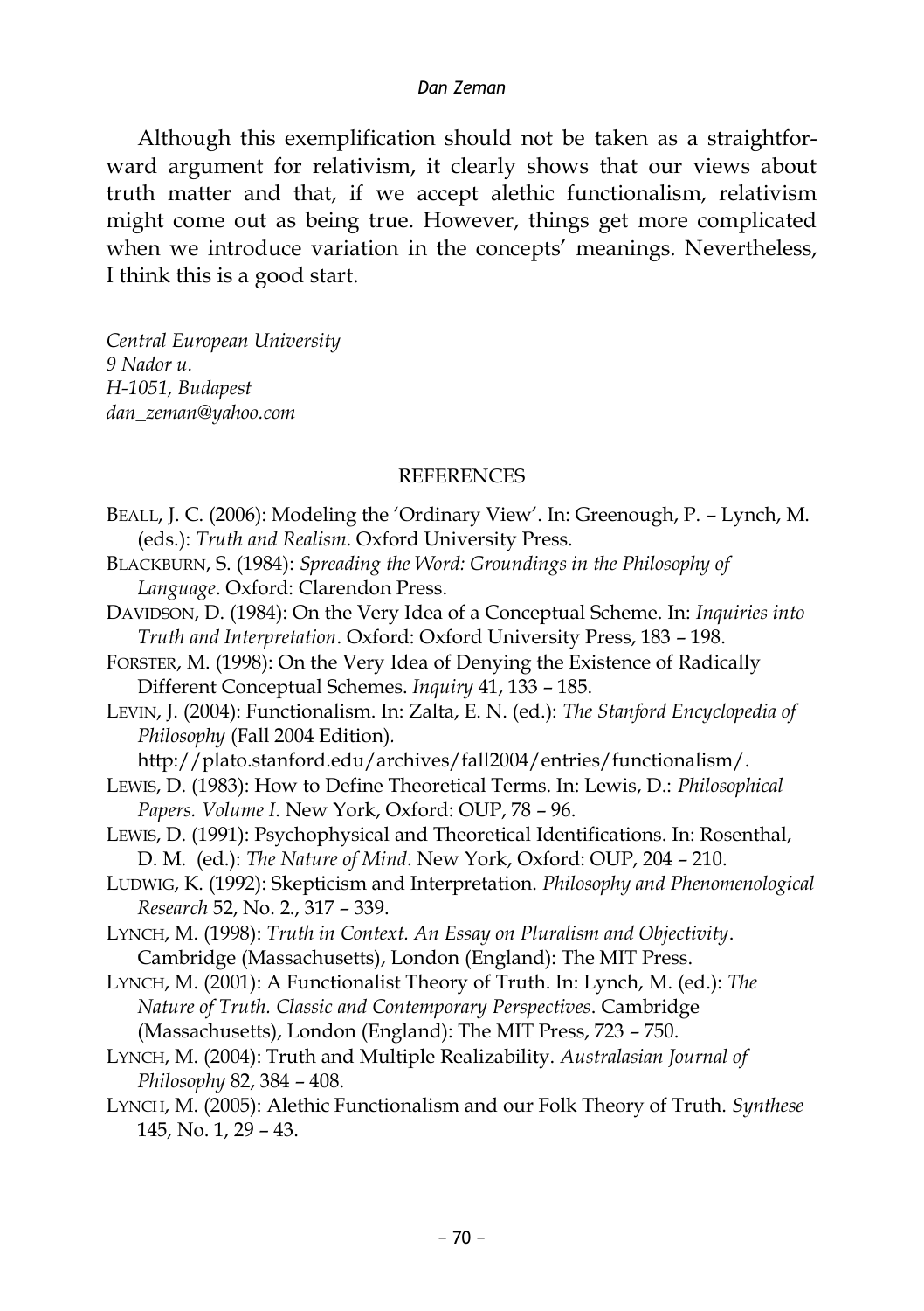Although this exemplification should not be taken as a straightforward argument for relativism, it clearly shows that our views about truth matter and that, if we accept alethic functionalism, relativism might come out as being true. However, things get more complicated when we introduce variation in the concepts' meanings. Nevertheless, I think this is a good start.

*Central European University*
*9 Nador u.*
*H-1051, Budapest*
*dan_zeman@yahoo.com*

## REFERENCES

BEALL, J. C. (2006): Modeling the 'Ordinary View'. In: Greenough, P. – Lynch, M. (eds.): *Truth and Realism*. Oxford University Press.

BLACKBURN, S. (1984): *Spreading the Word: Groundings in the Philosophy of Language*. Oxford: Clarendon Press.

DAVIDSON, D. (1984): On the Very Idea of a Conceptual Scheme. In: *Inquiries into Truth and Interpretation*. Oxford: Oxford University Press, 183 – 198.

FORSTER, M. (1998): On the Very Idea of Denying the Existence of Radically Different Conceptual Schemes. *Inquiry* 41, 133 – 185.

LEVIN, J. (2004): Functionalism. In: Zalta, E. N. (ed.): *The Stanford Encyclopedia of Philosophy* (Fall 2004 Edition). http://plato.stanford.edu/archives/fall2004/entries/functionalism/.

LEWIS, D. (1983): How to Define Theoretical Terms. In: Lewis, D.: *Philosophical Papers. Volume I*. New York, Oxford: OUP, 78 – 96.

LEWIS, D. (1991): Psychophysical and Theoretical Identifications. In: Rosenthal, D. M. (ed.): *The Nature of Mind*. New York, Oxford: OUP, 204 – 210.

LUDWIG, K. (1992): Skepticism and Interpretation. *Philosophy and Phenomenological Research* 52, No. 2., 317 – 339.

LYNCH, M. (1998): *Truth in Context. An Essay on Pluralism and Objectivity*. Cambridge (Massachusetts), London (England): The MIT Press.

LYNCH, M. (2001): A Functionalist Theory of Truth. In: Lynch, M. (ed.): *The Nature of Truth. Classic and Contemporary Perspectives*. Cambridge (Massachusetts), London (England): The MIT Press, 723 – 750.

LYNCH, M. (2004): Truth and Multiple Realizability. *Australasian Journal of Philosophy* 82, 384 – 408.

LYNCH, M. (2005): Alethic Functionalism and our Folk Theory of Truth. *Synthese* 145, No. 1, 29 – 43.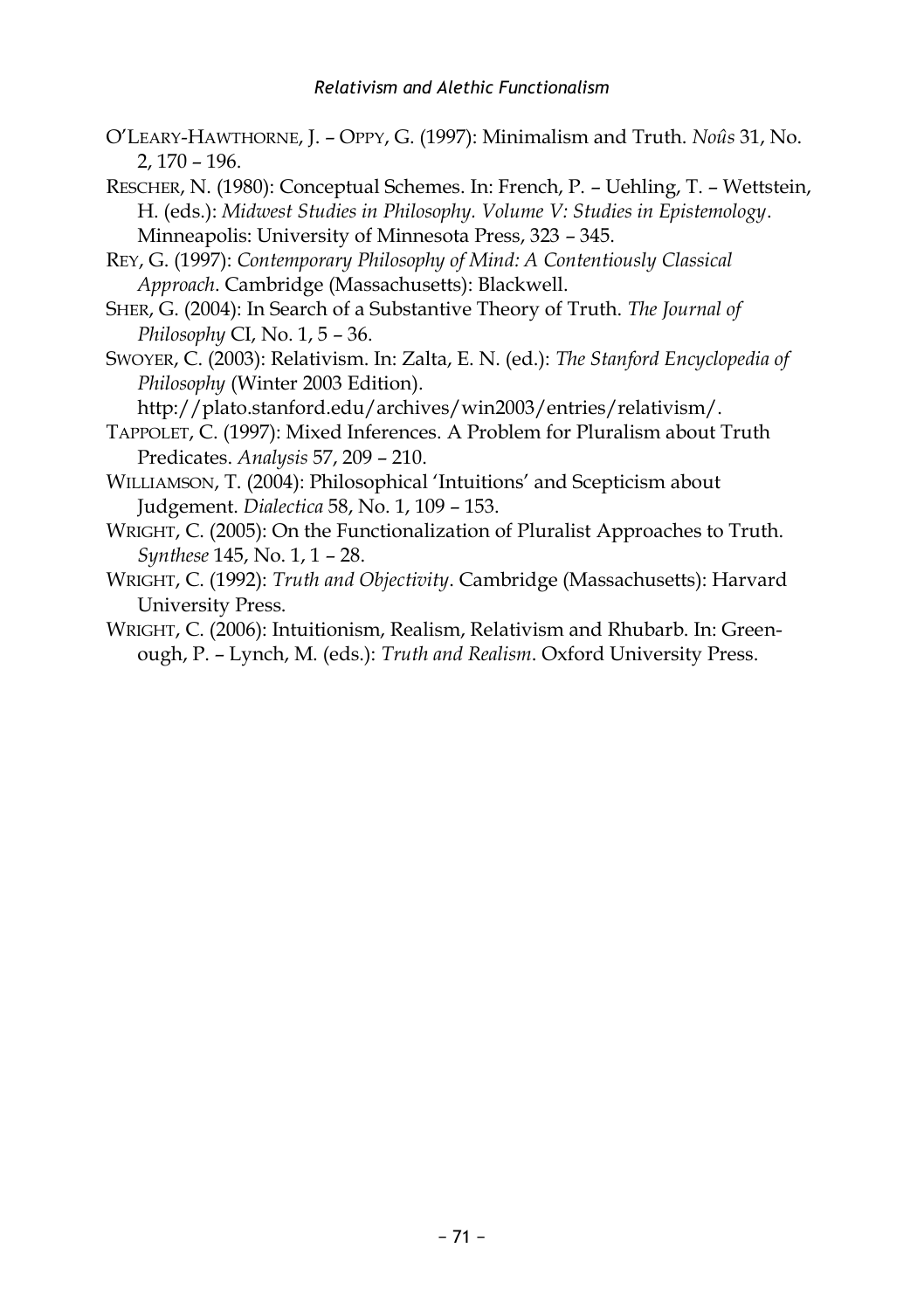O'LEARY-HAWTHORNE, J. – OPPY, G. (1997): Minimalism and Truth. *Noûs* 31, No. 2, 170 – 196.

RESCHER, N. (1980): Conceptual Schemes. In: French, P. – Uehling, T. – Wettstein, H. (eds.): *Midwest Studies in Philosophy. Volume V: Studies in Epistemology*. Minneapolis: University of Minnesota Press, 323 – 345.

REY, G. (1997): *Contemporary Philosophy of Mind: A Contentiously Classical Approach*. Cambridge (Massachusetts): Blackwell.

SHER, G. (2004): In Search of a Substantive Theory of Truth. *The Journal of Philosophy* CI, No. 1, 5 – 36.

SWOYER, C. (2003): Relativism. In: Zalta, E. N. (ed.): *The Stanford Encyclopedia of Philosophy* (Winter 2003 Edition). http://plato.stanford.edu/archives/win2003/entries/relativism/.

TAPPOLET, C. (1997): Mixed Inferences. A Problem for Pluralism about Truth Predicates. *Analysis* 57, 209 – 210.

WILLIAMSON, T. (2004): Philosophical 'Intuitions' and Scepticism about Judgement. *Dialectica* 58, No. 1, 109 – 153.

WRIGHT, C. (2005): On the Functionalization of Pluralist Approaches to Truth. *Synthese* 145, No. 1, 1 – 28.

WRIGHT, C. (1992): *Truth and Objectivity*. Cambridge (Massachusetts): Harvard University Press.

WRIGHT, C. (2006): Intuitionism, Realism, Relativism and Rhubarb. In: Greenough, P. – Lynch, M. (eds.): *Truth and Realism*. Oxford University Press.